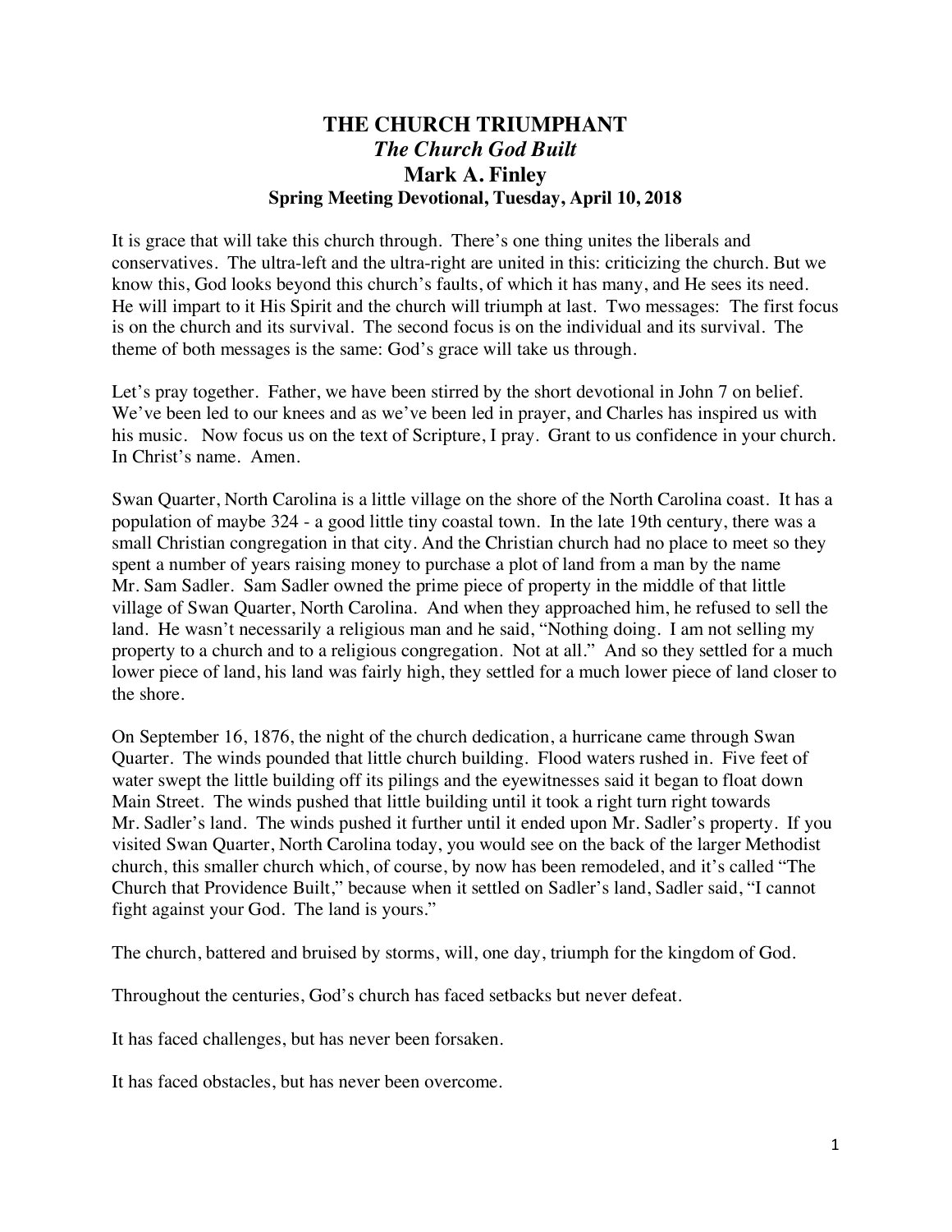# THE CHURCH TRIUMPHANT

## *The Church God Built*

## Mark A. Finley

### Spring Meeting Devotional, Tuesday, April 10, 2018

It is grace that will take this church through. There's one thing unites the liberals and conservatives. The ultra-left and the ultra-right are united in this: criticizing the church. But we know this, God looks beyond this church's faults, of which it has many, and He sees its need. He will impart to it His Spirit and the church will triumph at last. Two messages: The first focus is on the church and its survival. The second focus is on the individual and its survival. The theme of both messages is the same: God's grace will take us through.

Let's pray together. Father, we have been stirred by the short devotional in John 7 on belief. We've been led to our knees and as we've been led in prayer, and Charles has inspired us with his music. Now focus us on the text of Scripture, I pray. Grant to us confidence in your church. In Christ's name. Amen.

Swan Quarter, North Carolina is a little village on the shore of the North Carolina coast. It has a population of maybe 324 - a good little tiny coastal town. In the late 19th century, there was a small Christian congregation in that city. And the Christian church had no place to meet so they spent a number of years raising money to purchase a plot of land from a man by the name Mr. Sam Sadler. Sam Sadler owned the prime piece of property in the middle of that little village of Swan Quarter, North Carolina. And when they approached him, he refused to sell the land. He wasn't necessarily a religious man and he said, "Nothing doing. I am not selling my property to a church and to a religious congregation. Not at all." And so they settled for a much lower piece of land, his land was fairly high, they settled for a much lower piece of land closer to the shore.

On September 16, 1876, the night of the church dedication, a hurricane came through Swan Quarter. The winds pounded that little church building. Flood waters rushed in. Five feet of water swept the little building off its pilings and the eyewitnesses said it began to float down Main Street. The winds pushed that little building until it took a right turn right towards Mr. Sadler's land. The winds pushed it further until it ended upon Mr. Sadler's property. If you visited Swan Quarter, North Carolina today, you would see on the back of the larger Methodist church, this smaller church which, of course, by now has been remodeled, and it's called "The Church that Providence Built," because when it settled on Sadler's land, Sadler said, "I cannot fight against your God. The land is yours."

The church, battered and bruised by storms, will, one day, triumph for the kingdom of God.

Throughout the centuries, God's church has faced setbacks but never defeat.

It has faced challenges, but has never been forsaken.

It has faced obstacles, but has never been overcome.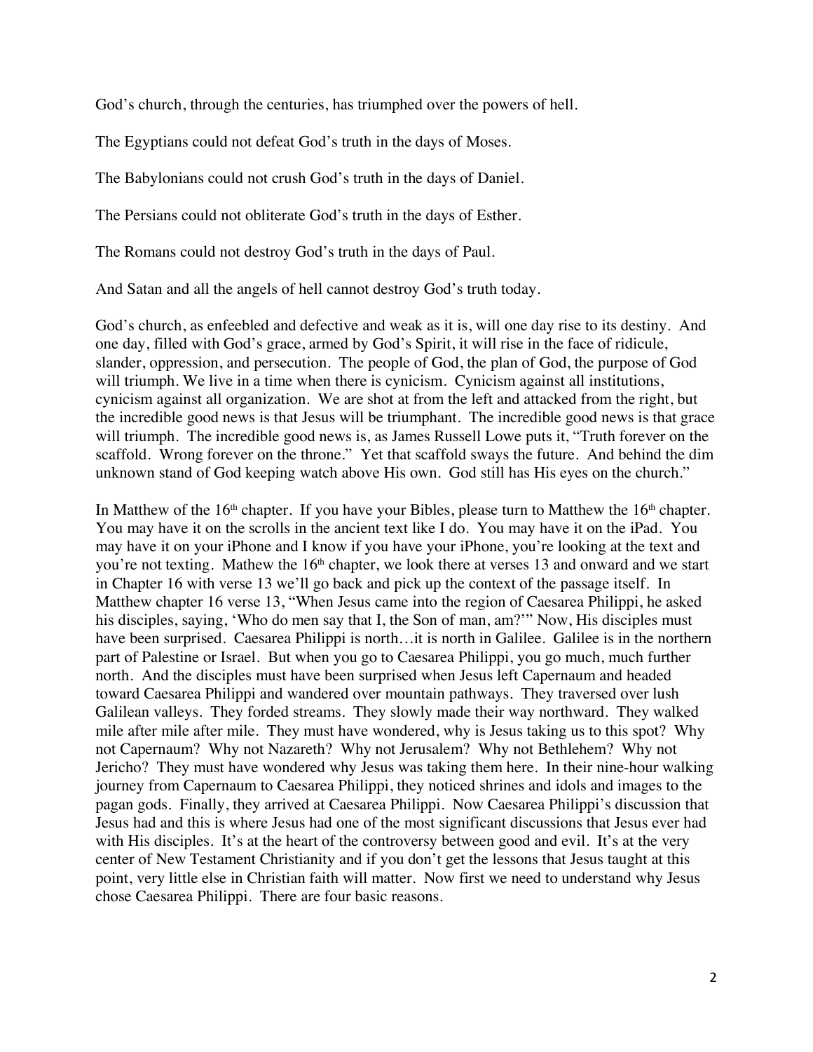God's church, through the centuries, has triumphed over the powers of hell.

The Egyptians could not defeat God's truth in the days of Moses.

The Babylonians could not crush God's truth in the days of Daniel.

The Persians could not obliterate God's truth in the days of Esther.

The Romans could not destroy God's truth in the days of Paul.

And Satan and all the angels of hell cannot destroy God's truth today.

God's church, as enfeebled and defective and weak as it is, will one day rise to its destiny. And one day, filled with God's grace, armed by God's Spirit, it will rise in the face of ridicule, slander, oppression, and persecution. The people of God, the plan of God, the purpose of God will triumph. We live in a time when there is cynicism. Cynicism against all institutions, cynicism against all organization. We are shot at from the left and attacked from the right, but the incredible good news is that Jesus will be triumphant. The incredible good news is that grace will triumph. The incredible good news is, as James Russell Lowe puts it, "Truth forever on the scaffold. Wrong forever on the throne." Yet that scaffold sways the future. And behind the dim unknown stand of God keeping watch above His own. God still has His eyes on the church."

In Matthew of the 16th chapter. If you have your Bibles, please turn to Matthew the 16th chapter. You may have it on the scrolls in the ancient text like I do. You may have it on the iPad. You may have it on your iPhone and I know if you have your iPhone, you're looking at the text and you're not texting. Mathew the 16th chapter, we look there at verses 13 and onward and we start in Chapter 16 with verse 13 we'll go back and pick up the context of the passage itself. In Matthew chapter 16 verse 13, "When Jesus came into the region of Caesarea Philippi, he asked his disciples, saying, 'Who do men say that I, the Son of man, am?'" Now, His disciples must have been surprised. Caesarea Philippi is north…it is north in Galilee. Galilee is in the northern part of Palestine or Israel. But when you go to Caesarea Philippi, you go much, much further north. And the disciples must have been surprised when Jesus left Capernaum and headed toward Caesarea Philippi and wandered over mountain pathways. They traversed over lush Galilean valleys. They forded streams. They slowly made their way northward. They walked mile after mile after mile. They must have wondered, why is Jesus taking us to this spot? Why not Capernaum? Why not Nazareth? Why not Jerusalem? Why not Bethlehem? Why not Jericho? They must have wondered why Jesus was taking them here. In their nine-hour walking journey from Capernaum to Caesarea Philippi, they noticed shrines and idols and images to the pagan gods. Finally, they arrived at Caesarea Philippi. Now Caesarea Philippi's discussion that Jesus had and this is where Jesus had one of the most significant discussions that Jesus ever had with His disciples. It's at the heart of the controversy between good and evil. It's at the very center of New Testament Christianity and if you don't get the lessons that Jesus taught at this point, very little else in Christian faith will matter. Now first we need to understand why Jesus chose Caesarea Philippi. There are four basic reasons.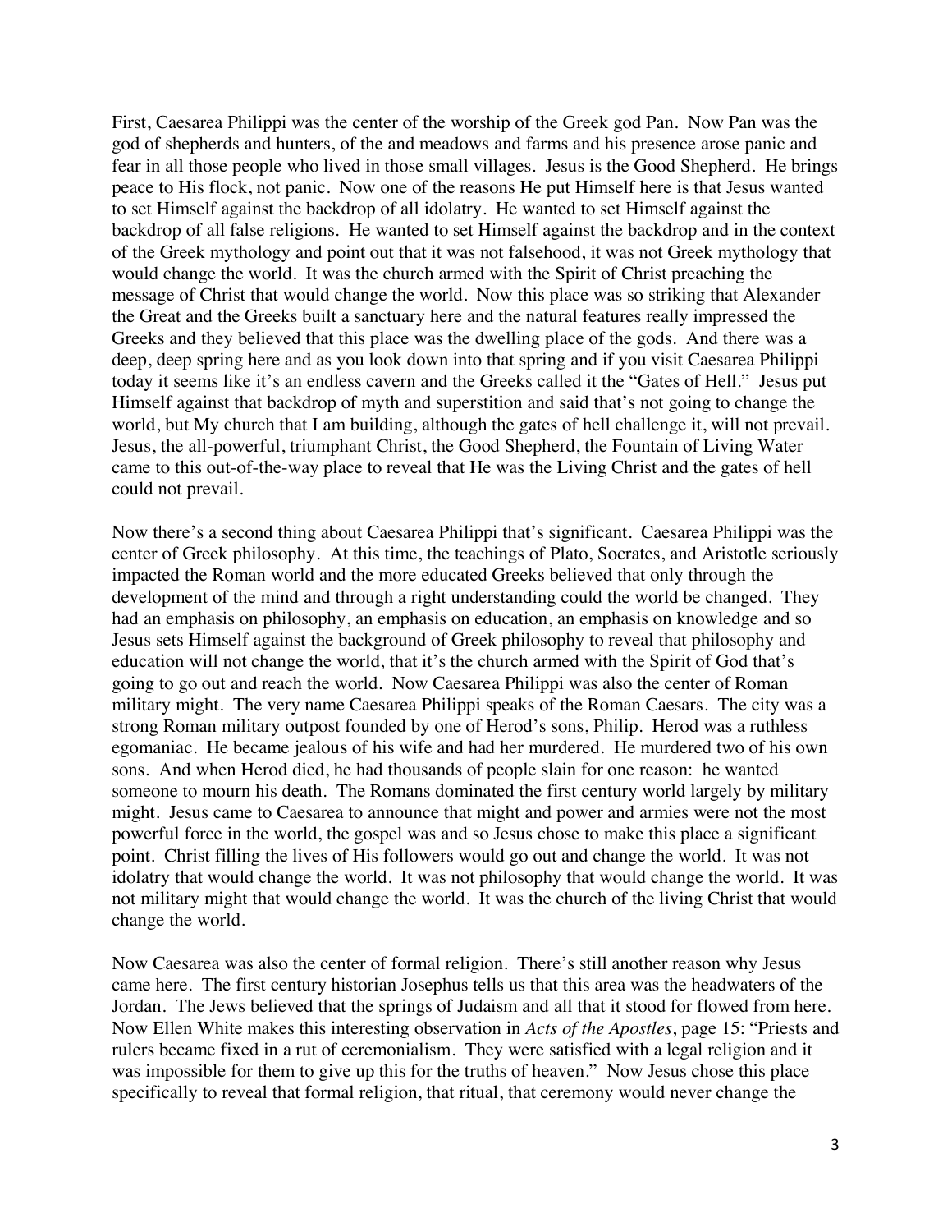First, Caesarea Philippi was the center of the worship of the Greek god Pan. Now Pan was the god of shepherds and hunters, of the and meadows and farms and his presence arose panic and fear in all those people who lived in those small villages. Jesus is the Good Shepherd. He brings peace to His flock, not panic. Now one of the reasons He put Himself here is that Jesus wanted to set Himself against the backdrop of all idolatry. He wanted to set Himself against the backdrop of all false religions. He wanted to set Himself against the backdrop and in the context of the Greek mythology and point out that it was not falsehood, it was not Greek mythology that would change the world. It was the church armed with the Spirit of Christ preaching the message of Christ that would change the world. Now this place was so striking that Alexander the Great and the Greeks built a sanctuary here and the natural features really impressed the Greeks and they believed that this place was the dwelling place of the gods. And there was a deep, deep spring here and as you look down into that spring and if you visit Caesarea Philippi today it seems like it's an endless cavern and the Greeks called it the "Gates of Hell." Jesus put Himself against that backdrop of myth and superstition and said that's not going to change the world, but My church that I am building, although the gates of hell challenge it, will not prevail. Jesus, the all-powerful, triumphant Christ, the Good Shepherd, the Fountain of Living Water came to this out-of-the-way place to reveal that He was the Living Christ and the gates of hell could not prevail.

Now there's a second thing about Caesarea Philippi that's significant. Caesarea Philippi was the center of Greek philosophy. At this time, the teachings of Plato, Socrates, and Aristotle seriously impacted the Roman world and the more educated Greeks believed that only through the development of the mind and through a right understanding could the world be changed. They had an emphasis on philosophy, an emphasis on education, an emphasis on knowledge and so Jesus sets Himself against the background of Greek philosophy to reveal that philosophy and education will not change the world, that it's the church armed with the Spirit of God that's going to go out and reach the world. Now Caesarea Philippi was also the center of Roman military might. The very name Caesarea Philippi speaks of the Roman Caesars. The city was a strong Roman military outpost founded by one of Herod's sons, Philip. Herod was a ruthless egomaniac. He became jealous of his wife and had her murdered. He murdered two of his own sons. And when Herod died, he had thousands of people slain for one reason: he wanted someone to mourn his death. The Romans dominated the first century world largely by military might. Jesus came to Caesarea to announce that might and power and armies were not the most powerful force in the world, the gospel was and so Jesus chose to make this place a significant point. Christ filling the lives of His followers would go out and change the world. It was not idolatry that would change the world. It was not philosophy that would change the world. It was not military might that would change the world. It was the church of the living Christ that would change the world.

Now Caesarea was also the center of formal religion. There's still another reason why Jesus came here. The first century historian Josephus tells us that this area was the headwaters of the Jordan. The Jews believed that the springs of Judaism and all that it stood for flowed from here. Now Ellen White makes this interesting observation in *Acts of the Apostles*, page 15: "Priests and rulers became fixed in a rut of ceremonialism. They were satisfied with a legal religion and it was impossible for them to give up this for the truths of heaven." Now Jesus chose this place specifically to reveal that formal religion, that ritual, that ceremony would never change the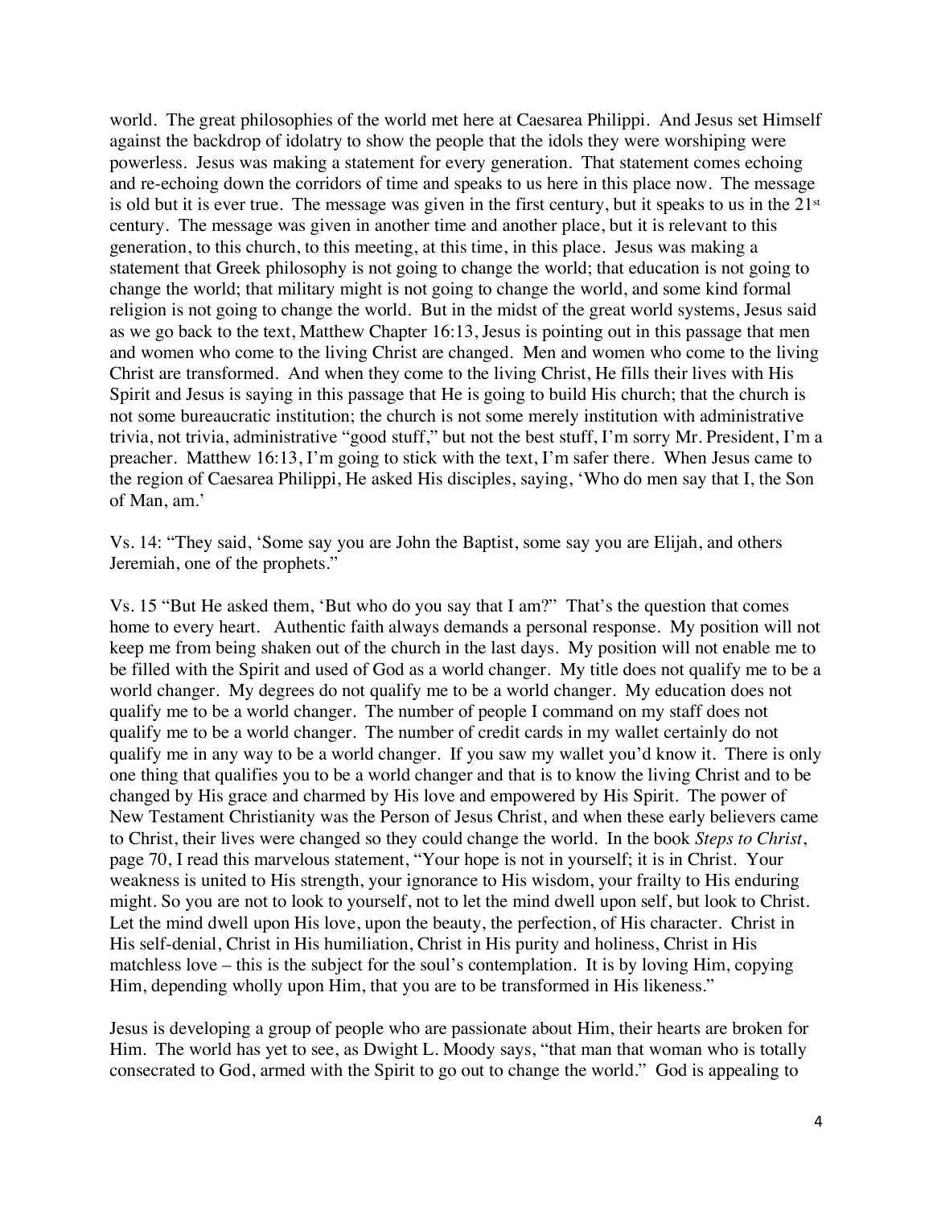world. The great philosophies of the world met here at Caesarea Philippi. And Jesus set Himself against the backdrop of idolatry to show the people that the idols they were worshiping were powerless. Jesus was making a statement for every generation. That statement comes echoing and re-echoing down the corridors of time and speaks to us here in this place now. The message is old but it is ever true. The message was given in the first century, but it speaks to us in the 21st century. The message was given in another time and another place, but it is relevant to this generation, to this church, to this meeting, at this time, in this place. Jesus was making a statement that Greek philosophy is not going to change the world; that education is not going to change the world; that military might is not going to change the world, and some kind formal religion is not going to change the world. But in the midst of the great world systems, Jesus said as we go back to the text, Matthew Chapter 16:13, Jesus is pointing out in this passage that men and women who come to the living Christ are changed. Men and women who come to the living Christ are transformed. And when they come to the living Christ, He fills their lives with His Spirit and Jesus is saying in this passage that He is going to build His church; that the church is not some bureaucratic institution; the church is not some merely institution with administrative trivia, not trivia, administrative "good stuff," but not the best stuff, I'm sorry Mr. President, I'm a preacher. Matthew 16:13, I'm going to stick with the text, I'm safer there. When Jesus came to the region of Caesarea Philippi, He asked His disciples, saying, 'Who do men say that I, the Son of Man, am.'

Vs. 14: "They said, 'Some say you are John the Baptist, some say you are Elijah, and others Jeremiah, one of the prophets."

Vs. 15 "But He asked them, 'But who do you say that I am?" That's the question that comes home to every heart. Authentic faith always demands a personal response. My position will not keep me from being shaken out of the church in the last days. My position will not enable me to be filled with the Spirit and used of God as a world changer. My title does not qualify me to be a world changer. My degrees do not qualify me to be a world changer. My education does not qualify me to be a world changer. The number of people I command on my staff does not qualify me to be a world changer. The number of credit cards in my wallet certainly do not qualify me in any way to be a world changer. If you saw my wallet you'd know it. There is only one thing that qualifies you to be a world changer and that is to know the living Christ and to be changed by His grace and charmed by His love and empowered by His Spirit. The power of New Testament Christianity was the Person of Jesus Christ, and when these early believers came to Christ, their lives were changed so they could change the world. In the book *Steps to Christ*, page 70, I read this marvelous statement, "Your hope is not in yourself; it is in Christ. Your weakness is united to His strength, your ignorance to His wisdom, your frailty to His enduring might. So you are not to look to yourself, not to let the mind dwell upon self, but look to Christ. Let the mind dwell upon His love, upon the beauty, the perfection, of His character. Christ in His self-denial, Christ in His humiliation, Christ in His purity and holiness, Christ in His matchless love – this is the subject for the soul's contemplation. It is by loving Him, copying Him, depending wholly upon Him, that you are to be transformed in His likeness."

Jesus is developing a group of people who are passionate about Him, their hearts are broken for Him. The world has yet to see, as Dwight L. Moody says, "that man that woman who is totally consecrated to God, armed with the Spirit to go out to change the world." God is appealing to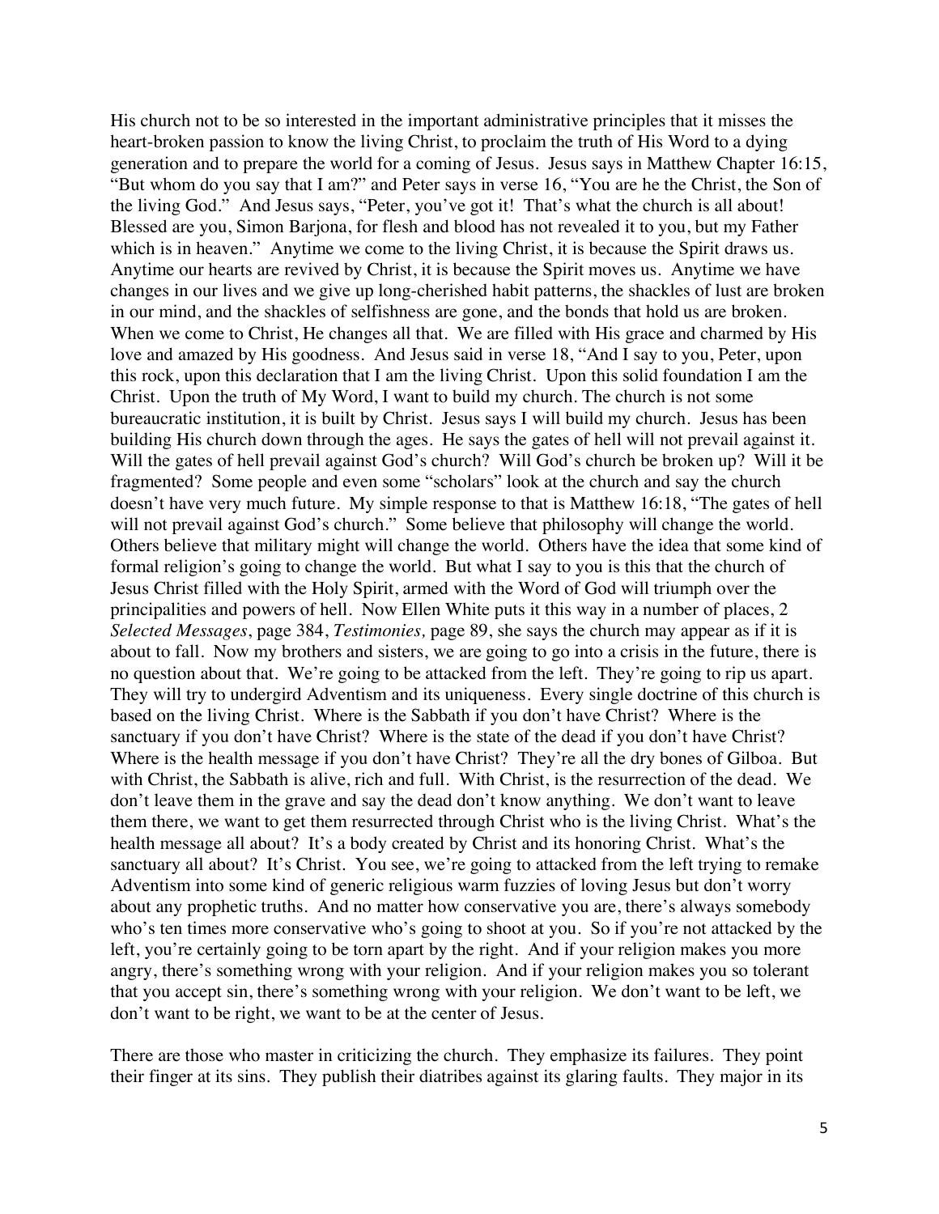His church not to be so interested in the important administrative principles that it misses the heart-broken passion to know the living Christ, to proclaim the truth of His Word to a dying generation and to prepare the world for a coming of Jesus. Jesus says in Matthew Chapter 16:15, "But whom do you say that I am?" and Peter says in verse 16, "You are he the Christ, the Son of the living God." And Jesus says, "Peter, you've got it! That's what the church is all about! Blessed are you, Simon Barjona, for flesh and blood has not revealed it to you, but my Father which is in heaven." Anytime we come to the living Christ, it is because the Spirit draws us. Anytime our hearts are revived by Christ, it is because the Spirit moves us. Anytime we have changes in our lives and we give up long-cherished habit patterns, the shackles of lust are broken in our mind, and the shackles of selfishness are gone, and the bonds that hold us are broken. When we come to Christ, He changes all that. We are filled with His grace and charmed by His love and amazed by His goodness. And Jesus said in verse 18, "And I say to you, Peter, upon this rock, upon this declaration that I am the living Christ. Upon this solid foundation I am the Christ. Upon the truth of My Word, I want to build my church. The church is not some bureaucratic institution, it is built by Christ. Jesus says I will build my church. Jesus has been building His church down through the ages. He says the gates of hell will not prevail against it. Will the gates of hell prevail against God's church? Will God's church be broken up? Will it be fragmented? Some people and even some "scholars" look at the church and say the church doesn't have very much future. My simple response to that is Matthew 16:18, "The gates of hell will not prevail against God's church." Some believe that philosophy will change the world. Others believe that military might will change the world. Others have the idea that some kind of formal religion's going to change the world. But what I say to you is this that the church of Jesus Christ filled with the Holy Spirit, armed with the Word of God will triumph over the principalities and powers of hell. Now Ellen White puts it this way in a number of places, 2 *Selected Messages*, page 384, *Testimonies,* page 89, she says the church may appear as if it is about to fall. Now my brothers and sisters, we are going to go into a crisis in the future, there is no question about that. We're going to be attacked from the left. They're going to rip us apart. They will try to undergird Adventism and its uniqueness. Every single doctrine of this church is based on the living Christ. Where is the Sabbath if you don't have Christ? Where is the sanctuary if you don't have Christ? Where is the state of the dead if you don't have Christ? Where is the health message if you don't have Christ? They're all the dry bones of Gilboa. But with Christ, the Sabbath is alive, rich and full. With Christ, is the resurrection of the dead. We don't leave them in the grave and say the dead don't know anything. We don't want to leave them there, we want to get them resurrected through Christ who is the living Christ. What's the health message all about? It's a body created by Christ and its honoring Christ. What's the sanctuary all about? It's Christ. You see, we're going to attacked from the left trying to remake Adventism into some kind of generic religious warm fuzzies of loving Jesus but don't worry about any prophetic truths. And no matter how conservative you are, there's always somebody who's ten times more conservative who's going to shoot at you. So if you're not attacked by the left, you're certainly going to be torn apart by the right. And if your religion makes you more angry, there's something wrong with your religion. And if your religion makes you so tolerant that you accept sin, there's something wrong with your religion. We don't want to be left, we don't want to be right, we want to be at the center of Jesus.

There are those who master in criticizing the church. They emphasize its failures. They point their finger at its sins. They publish their diatribes against its glaring faults. They major in its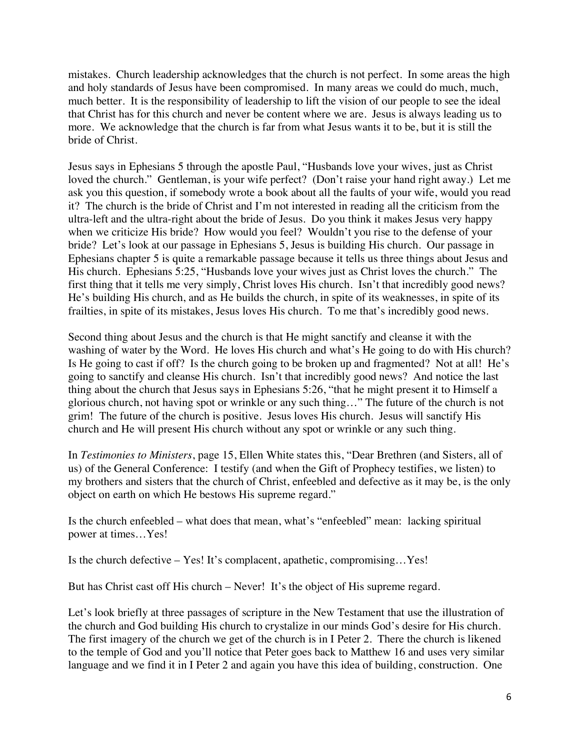mistakes. Church leadership acknowledges that the church is not perfect. In some areas the high and holy standards of Jesus have been compromised. In many areas we could do much, much, much better. It is the responsibility of leadership to lift the vision of our people to see the ideal that Christ has for this church and never be content where we are. Jesus is always leading us to more. We acknowledge that the church is far from what Jesus wants it to be, but it is still the bride of Christ.

Jesus says in Ephesians 5 through the apostle Paul, "Husbands love your wives, just as Christ loved the church." Gentleman, is your wife perfect? (Don't raise your hand right away.) Let me ask you this question, if somebody wrote a book about all the faults of your wife, would you read it? The church is the bride of Christ and I'm not interested in reading all the criticism from the ultra-left and the ultra-right about the bride of Jesus. Do you think it makes Jesus very happy when we criticize His bride? How would you feel? Wouldn't you rise to the defense of your bride? Let's look at our passage in Ephesians 5, Jesus is building His church. Our passage in Ephesians chapter 5 is quite a remarkable passage because it tells us three things about Jesus and His church. Ephesians 5:25, "Husbands love your wives just as Christ loves the church." The first thing that it tells me very simply, Christ loves His church. Isn't that incredibly good news? He's building His church, and as He builds the church, in spite of its weaknesses, in spite of its frailties, in spite of its mistakes, Jesus loves His church. To me that's incredibly good news.

Second thing about Jesus and the church is that He might sanctify and cleanse it with the washing of water by the Word. He loves His church and what's He going to do with His church? Is He going to cast if off? Is the church going to be broken up and fragmented? Not at all! He's going to sanctify and cleanse His church. Isn't that incredibly good news? And notice the last thing about the church that Jesus says in Ephesians 5:26, "that he might present it to Himself a glorious church, not having spot or wrinkle or any such thing…" The future of the church is not grim! The future of the church is positive. Jesus loves His church. Jesus will sanctify His church and He will present His church without any spot or wrinkle or any such thing.

In *Testimonies to Ministers*, page 15, Ellen White states this, "Dear Brethren (and Sisters, all of us) of the General Conference: I testify (and when the Gift of Prophecy testifies, we listen) to my brothers and sisters that the church of Christ, enfeebled and defective as it may be, is the only object on earth on which He bestows His supreme regard."

Is the church enfeebled – what does that mean, what's "enfeebled" mean: lacking spiritual power at times…Yes!

Is the church defective – Yes! It's complacent, apathetic, compromising…Yes!

But has Christ cast off His church – Never! It's the object of His supreme regard.

Let's look briefly at three passages of scripture in the New Testament that use the illustration of the church and God building His church to crystalize in our minds God's desire for His church. The first imagery of the church we get of the church is in I Peter 2. There the church is likened to the temple of God and you'll notice that Peter goes back to Matthew 16 and uses very similar language and we find it in I Peter 2 and again you have this idea of building, construction. One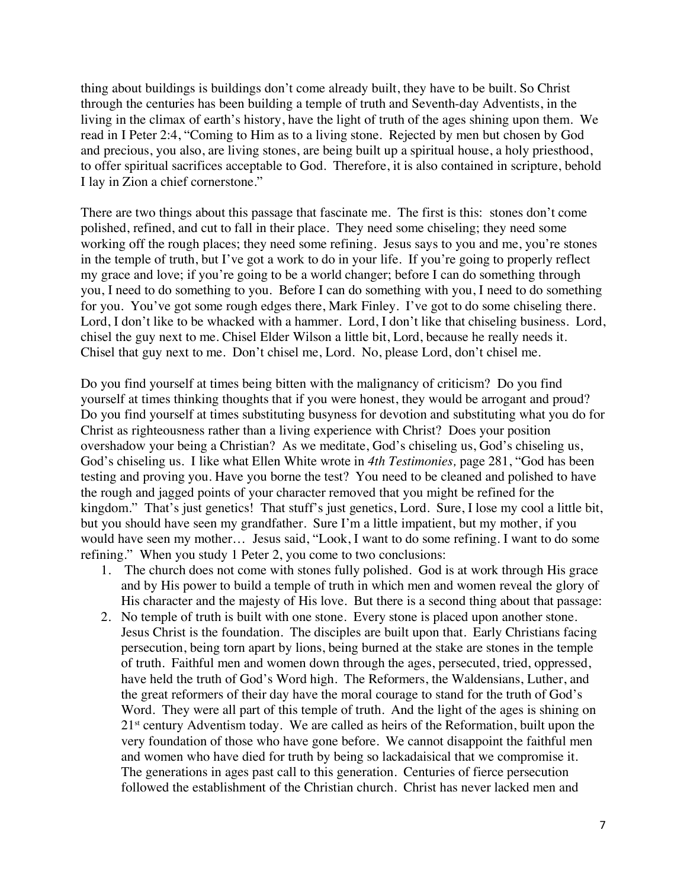thing about buildings is buildings don't come already built, they have to be built. So Christ through the centuries has been building a temple of truth and Seventh-day Adventists, in the living in the climax of earth's history, have the light of truth of the ages shining upon them. We read in I Peter 2:4, "Coming to Him as to a living stone. Rejected by men but chosen by God and precious, you also, are living stones, are being built up a spiritual house, a holy priesthood, to offer spiritual sacrifices acceptable to God. Therefore, it is also contained in scripture, behold I lay in Zion a chief cornerstone."

There are two things about this passage that fascinate me. The first is this: stones don't come polished, refined, and cut to fall in their place. They need some chiseling; they need some working off the rough places; they need some refining. Jesus says to you and me, you're stones in the temple of truth, but I've got a work to do in your life. If you're going to properly reflect my grace and love; if you're going to be a world changer; before I can do something through you, I need to do something to you. Before I can do something with you, I need to do something for you. You've got some rough edges there, Mark Finley. I've got to do some chiseling there. Lord, I don't like to be whacked with a hammer. Lord, I don't like that chiseling business. Lord, chisel the guy next to me. Chisel Elder Wilson a little bit, Lord, because he really needs it. Chisel that guy next to me. Don't chisel me, Lord. No, please Lord, don't chisel me.

Do you find yourself at times being bitten with the malignancy of criticism? Do you find yourself at times thinking thoughts that if you were honest, they would be arrogant and proud? Do you find yourself at times substituting busyness for devotion and substituting what you do for Christ as righteousness rather than a living experience with Christ? Does your position overshadow your being a Christian? As we meditate, God's chiseling us, God's chiseling us, God's chiseling us. I like what Ellen White wrote in *4th Testimonies,* page 281, "God has been testing and proving you. Have you borne the test? You need to be cleaned and polished to have the rough and jagged points of your character removed that you might be refined for the kingdom." That's just genetics! That stuff's just genetics, Lord. Sure, I lose my cool a little bit, but you should have seen my grandfather. Sure I'm a little impatient, but my mother, if you would have seen my mother… Jesus said, "Look, I want to do some refining. I want to do some refining." When you study 1 Peter 2, you come to two conclusions:

1. The church does not come with stones fully polished. God is at work through His grace and by His power to build a temple of truth in which men and women reveal the glory of His character and the majesty of His love. But there is a second thing about that passage:
2. No temple of truth is built with one stone. Every stone is placed upon another stone. Jesus Christ is the foundation. The disciples are built upon that. Early Christians facing persecution, being torn apart by lions, being burned at the stake are stones in the temple of truth. Faithful men and women down through the ages, persecuted, tried, oppressed, have held the truth of God's Word high. The Reformers, the Waldensians, Luther, and the great reformers of their day have the moral courage to stand for the truth of God's Word. They were all part of this temple of truth. And the light of the ages is shining on 21st century Adventism today. We are called as heirs of the Reformation, built upon the very foundation of those who have gone before. We cannot disappoint the faithful men and women who have died for truth by being so lackadaisical that we compromise it. The generations in ages past call to this generation. Centuries of fierce persecution followed the establishment of the Christian church. Christ has never lacked men and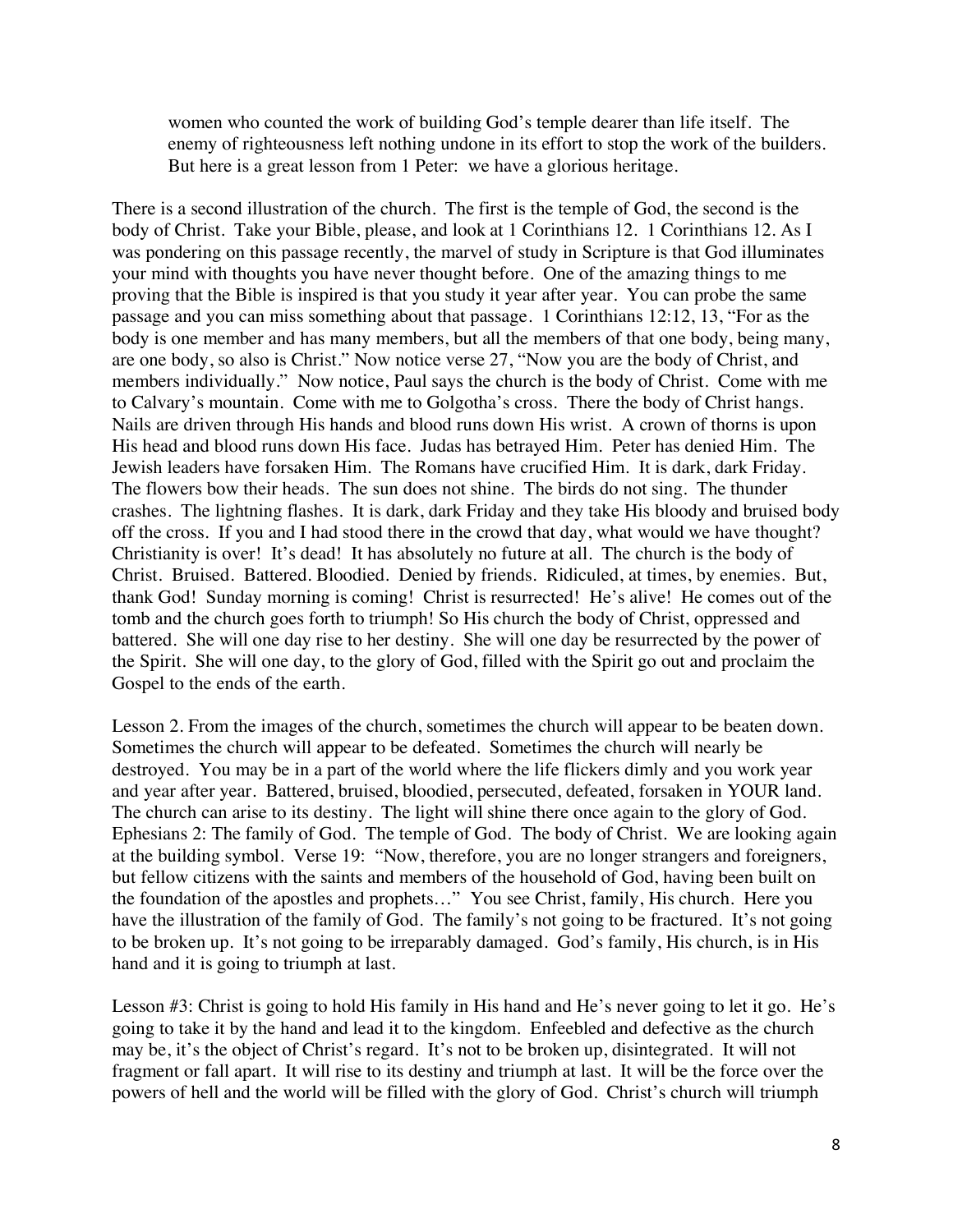> women who counted the work of building God's temple dearer than life itself. The enemy of righteousness left nothing undone in its effort to stop the work of the builders. But here is a great lesson from 1 Peter: we have a glorious heritage.

There is a second illustration of the church. The first is the temple of God, the second is the body of Christ. Take your Bible, please, and look at 1 Corinthians 12. 1 Corinthians 12. As I was pondering on this passage recently, the marvel of study in Scripture is that God illuminates your mind with thoughts you have never thought before. One of the amazing things to me proving that the Bible is inspired is that you study it year after year. You can probe the same passage and you can miss something about that passage. 1 Corinthians 12:12, 13, "For as the body is one member and has many members, but all the members of that one body, being many, are one body, so also is Christ." Now notice verse 27, "Now you are the body of Christ, and members individually." Now notice, Paul says the church is the body of Christ. Come with me to Calvary's mountain. Come with me to Golgotha's cross. There the body of Christ hangs. Nails are driven through His hands and blood runs down His wrist. A crown of thorns is upon His head and blood runs down His face. Judas has betrayed Him. Peter has denied Him. The Jewish leaders have forsaken Him. The Romans have crucified Him. It is dark, dark Friday. The flowers bow their heads. The sun does not shine. The birds do not sing. The thunder crashes. The lightning flashes. It is dark, dark Friday and they take His bloody and bruised body off the cross. If you and I had stood there in the crowd that day, what would we have thought? Christianity is over! It's dead! It has absolutely no future at all. The church is the body of Christ. Bruised. Battered. Bloodied. Denied by friends. Ridiculed, at times, by enemies. But, thank God! Sunday morning is coming! Christ is resurrected! He's alive! He comes out of the tomb and the church goes forth to triumph! So His church the body of Christ, oppressed and battered. She will one day rise to her destiny. She will one day be resurrected by the power of the Spirit. She will one day, to the glory of God, filled with the Spirit go out and proclaim the Gospel to the ends of the earth.

Lesson 2. From the images of the church, sometimes the church will appear to be beaten down. Sometimes the church will appear to be defeated. Sometimes the church will nearly be destroyed. You may be in a part of the world where the life flickers dimly and you work year and year after year. Battered, bruised, bloodied, persecuted, defeated, forsaken in YOUR land. The church can arise to its destiny. The light will shine there once again to the glory of God. Ephesians 2: The family of God. The temple of God. The body of Christ. We are looking again at the building symbol. Verse 19: "Now, therefore, you are no longer strangers and foreigners, but fellow citizens with the saints and members of the household of God, having been built on the foundation of the apostles and prophets…" You see Christ, family, His church. Here you have the illustration of the family of God. The family's not going to be fractured. It's not going to be broken up. It's not going to be irreparably damaged. God's family, His church, is in His hand and it is going to triumph at last.

Lesson #3: Christ is going to hold His family in His hand and He's never going to let it go. He's going to take it by the hand and lead it to the kingdom. Enfeebled and defective as the church may be, it's the object of Christ's regard. It's not to be broken up, disintegrated. It will not fragment or fall apart. It will rise to its destiny and triumph at last. It will be the force over the powers of hell and the world will be filled with the glory of God. Christ's church will triumph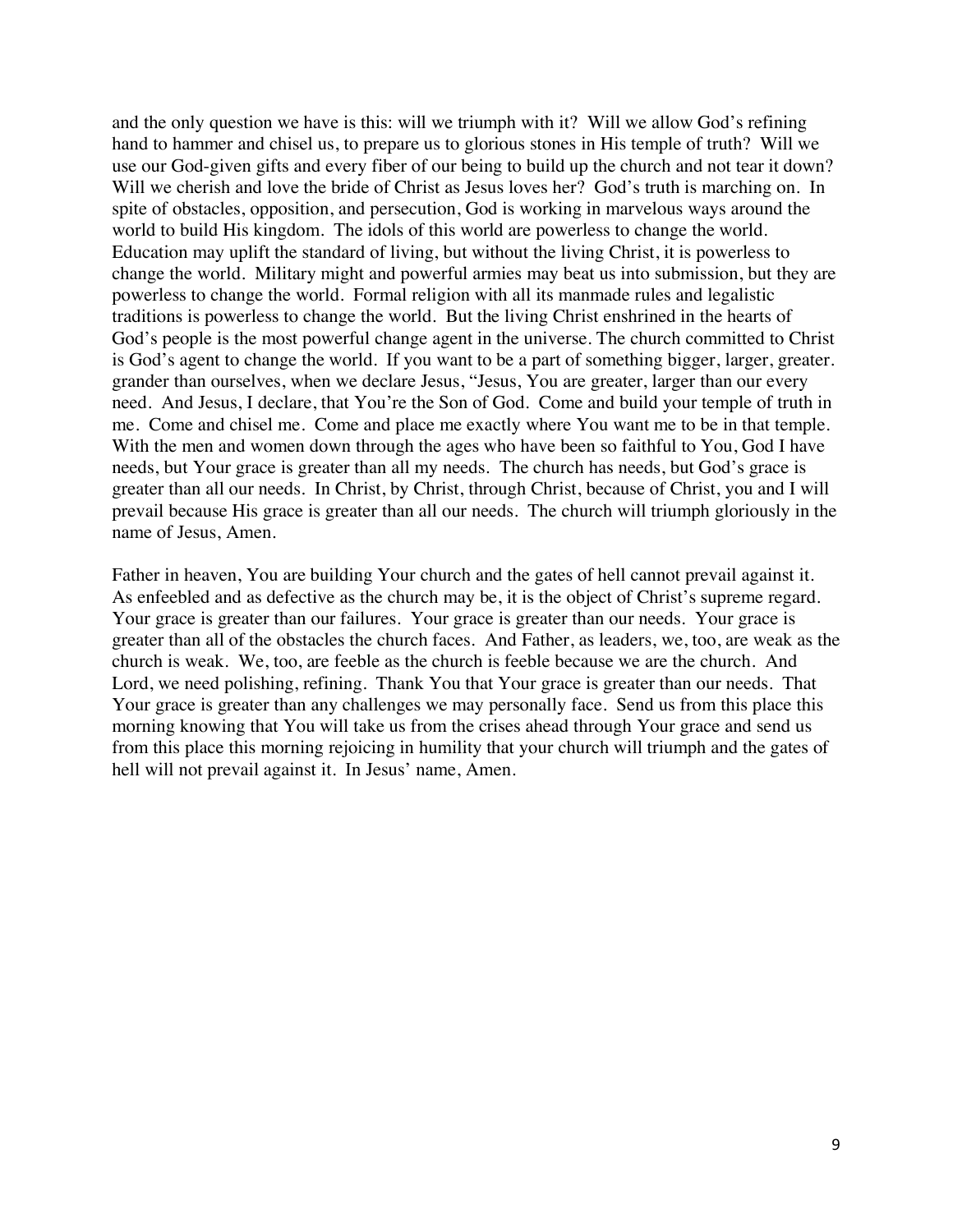and the only question we have is this: will we triumph with it? Will we allow God's refining hand to hammer and chisel us, to prepare us to glorious stones in His temple of truth? Will we use our God-given gifts and every fiber of our being to build up the church and not tear it down? Will we cherish and love the bride of Christ as Jesus loves her? God's truth is marching on. In spite of obstacles, opposition, and persecution, God is working in marvelous ways around the world to build His kingdom. The idols of this world are powerless to change the world. Education may uplift the standard of living, but without the living Christ, it is powerless to change the world. Military might and powerful armies may beat us into submission, but they are powerless to change the world. Formal religion with all its manmade rules and legalistic traditions is powerless to change the world. But the living Christ enshrined in the hearts of God's people is the most powerful change agent in the universe. The church committed to Christ is God's agent to change the world. If you want to be a part of something bigger, larger, greater. grander than ourselves, when we declare Jesus, "Jesus, You are greater, larger than our every need. And Jesus, I declare, that You're the Son of God. Come and build your temple of truth in me. Come and chisel me. Come and place me exactly where You want me to be in that temple. With the men and women down through the ages who have been so faithful to You, God I have needs, but Your grace is greater than all my needs. The church has needs, but God's grace is greater than all our needs. In Christ, by Christ, through Christ, because of Christ, you and I will prevail because His grace is greater than all our needs. The church will triumph gloriously in the name of Jesus, Amen.

Father in heaven, You are building Your church and the gates of hell cannot prevail against it. As enfeebled and as defective as the church may be, it is the object of Christ's supreme regard. Your grace is greater than our failures. Your grace is greater than our needs. Your grace is greater than all of the obstacles the church faces. And Father, as leaders, we, too, are weak as the church is weak. We, too, are feeble as the church is feeble because we are the church. And Lord, we need polishing, refining. Thank You that Your grace is greater than our needs. That Your grace is greater than any challenges we may personally face. Send us from this place this morning knowing that You will take us from the crises ahead through Your grace and send us from this place this morning rejoicing in humility that your church will triumph and the gates of hell will not prevail against it. In Jesus' name, Amen.